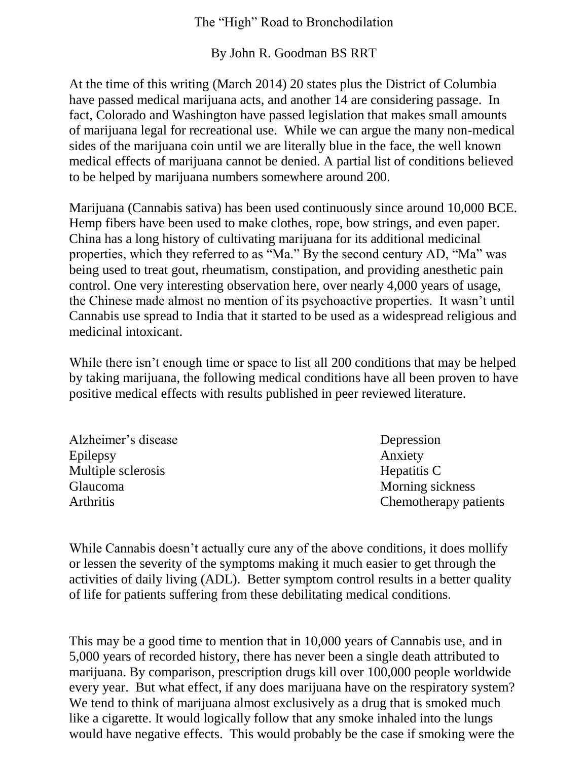# The “High” Road to Bronchodilation

By John R. Goodman BS RRT

At the time of this writing (March 2014) 20 states plus the District of Columbia have passed medical marijuana acts, and another 14 are considering passage. In fact, Colorado and Washington have passed legislation that makes small amounts of marijuana legal for recreational use. While we can argue the many non-medical sides of the marijuana coin until we are literally blue in the face, the well known medical effects of marijuana cannot be denied. A partial list of conditions believed to be helped by marijuana numbers somewhere around 200.

Marijuana (Cannabis sativa) has been used continuously since around 10,000 BCE. Hemp fibers have been used to make clothes, rope, bow strings, and even paper. China has a long history of cultivating marijuana for its additional medicinal properties, which they referred to as “Ma.” By the second century AD, “Ma” was being used to treat gout, rheumatism, constipation, and providing anesthetic pain control. One very interesting observation here, over nearly 4,000 years of usage, the Chinese made almost no mention of its psychoactive properties. It wasn’t until Cannabis use spread to India that it started to be used as a widespread religious and medicinal intoxicant.

While there isn’t enough time or space to list all 200 conditions that may be helped by taking marijuana, the following medical conditions have all been proven to have positive medical effects with results published in peer reviewed literature.

- Alzheimer’s disease
- Epilepsy
- Multiple sclerosis
- Glaucoma
- Arthritis
- Depression
- Anxiety
- Hepatitis C
- Morning sickness
- Chemotherapy patients

While Cannabis doesn’t actually cure any of the above conditions, it does mollify or lessen the severity of the symptoms making it much easier to get through the activities of daily living (ADL). Better symptom control results in a better quality of life for patients suffering from these debilitating medical conditions.

This may be a good time to mention that in 10,000 years of Cannabis use, and in 5,000 years of recorded history, there has never been a single death attributed to marijuana. By comparison, prescription drugs kill over 100,000 people worldwide every year. But what effect, if any does marijuana have on the respiratory system? We tend to think of marijuana almost exclusively as a drug that is smoked much like a cigarette. It would logically follow that any smoke inhaled into the lungs would have negative effects. This would probably be the case if smoking were the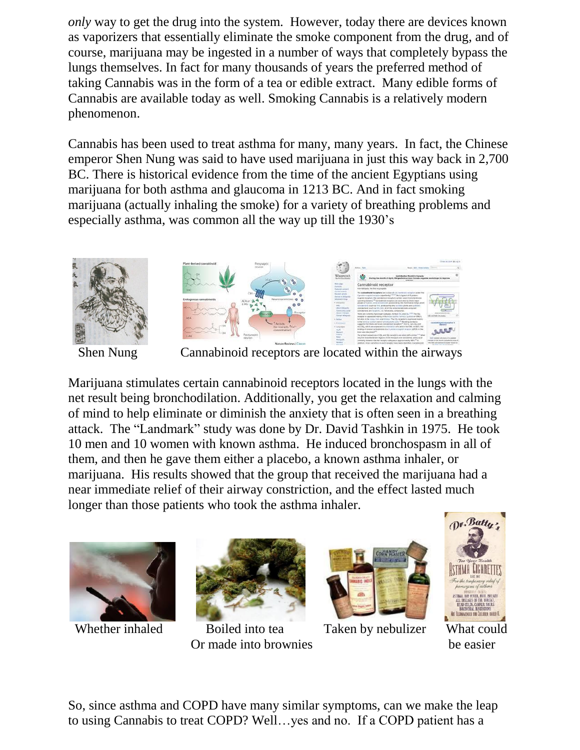*only* way to get the drug into the system. However, today there are devices known as vaporizers that essentially eliminate the smoke component from the drug, and of course, marijuana may be ingested in a number of ways that completely bypass the lungs themselves. In fact for many thousands of years the preferred method of taking Cannabis was in the form of a tea or edible extract. Many edible forms of Cannabis are available today as well. Smoking Cannabis is a relatively modern phenomenon.

Cannabis has been used to treat asthma for many, many years. In fact, the Chinese emperor Shen Nung was said to have used marijuana in just this way back in 2,700 BC. There is historical evidence from the time of the ancient Egyptians using marijuana for both asthma and glaucoma in 1213 BC. And in fact smoking marijuana (actually inhaling the smoke) for a variety of breathing problems and especially asthma, was common all the way up till the 1930's

Shen Nung

Cannabinoid receptors are located within the airways

Marijuana stimulates certain cannabinoid receptors located in the lungs with the net result being bronchodilation. Additionally, you get the relaxation and calming of mind to help eliminate or diminish the anxiety that is often seen in a breathing attack. The "Landmark" study was done by Dr. David Tashkin in 1975. He took 10 men and 10 women with known asthma. He induced bronchospasm in all of them, and then he gave them either a placebo, a known asthma inhaler, or marijuana. His results showed that the group that received the marijuana had a near immediate relief of their airway constriction, and the effect lasted much longer than those patients who took the asthma inhaler.

Whether inhaled

Boiled into tea
Or made into brownies

Taken by nebulizer

What could be easier

So, since asthma and COPD have many similar symptoms, can we make the leap to using Cannabis to treat COPD? Well…yes and no. If a COPD patient has a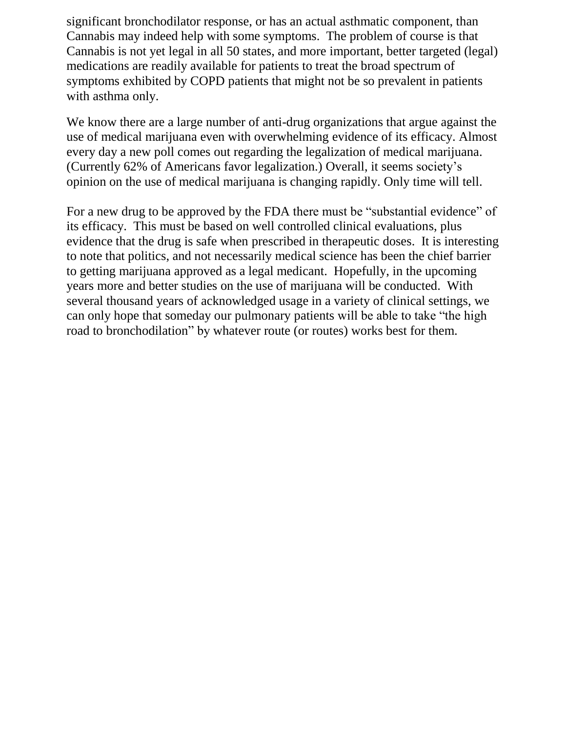significant bronchodilator response, or has an actual asthmatic component, than Cannabis may indeed help with some symptoms. The problem of course is that Cannabis is not yet legal in all 50 states, and more important, better targeted (legal) medications are readily available for patients to treat the broad spectrum of symptoms exhibited by COPD patients that might not be so prevalent in patients with asthma only.

We know there are a large number of anti-drug organizations that argue against the use of medical marijuana even with overwhelming evidence of its efficacy. Almost every day a new poll comes out regarding the legalization of medical marijuana. (Currently 62% of Americans favor legalization.) Overall, it seems society's opinion on the use of medical marijuana is changing rapidly. Only time will tell.

For a new drug to be approved by the FDA there must be "substantial evidence" of its efficacy. This must be based on well controlled clinical evaluations, plus evidence that the drug is safe when prescribed in therapeutic doses. It is interesting to note that politics, and not necessarily medical science has been the chief barrier to getting marijuana approved as a legal medicant. Hopefully, in the upcoming years more and better studies on the use of marijuana will be conducted. With several thousand years of acknowledged usage in a variety of clinical settings, we can only hope that someday our pulmonary patients will be able to take "the high road to bronchodilation" by whatever route (or routes) works best for them.